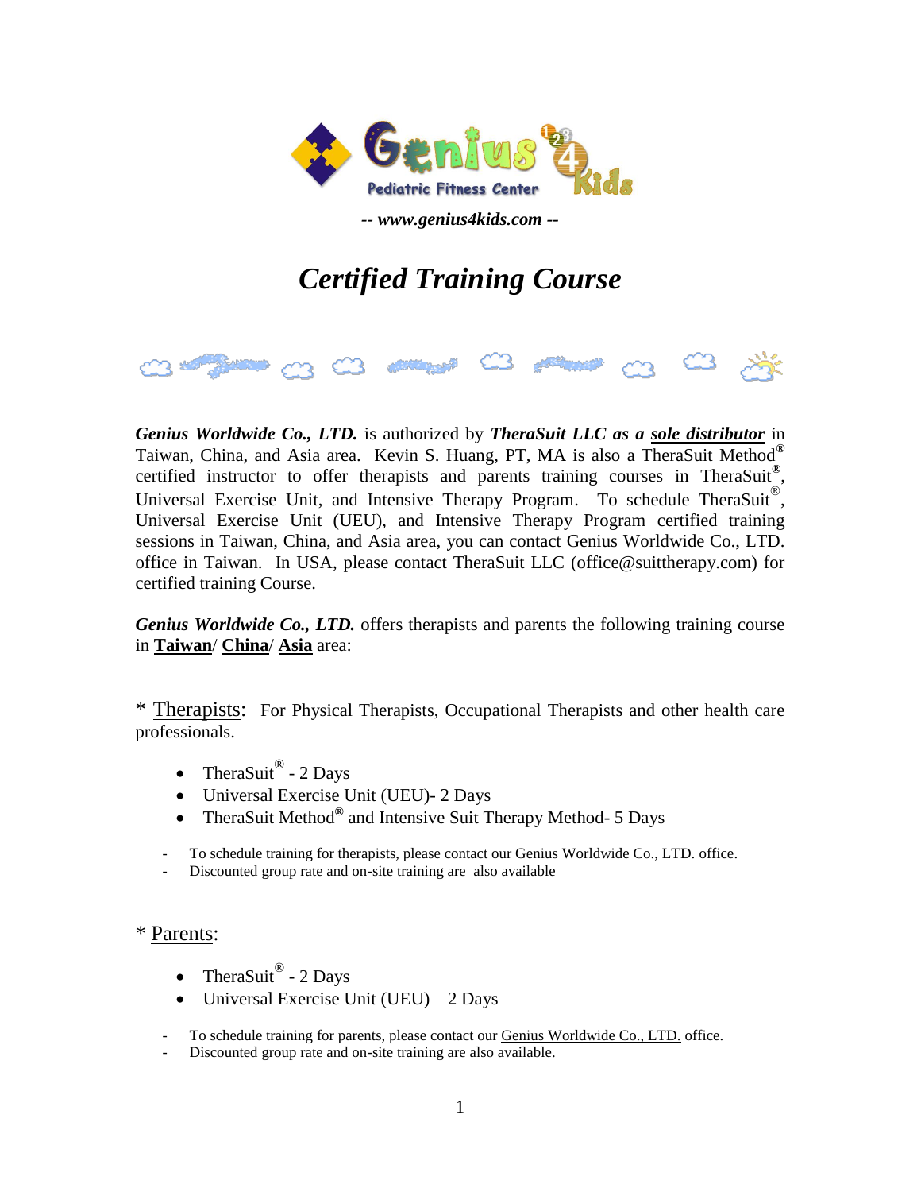Genius 4 Kids
Pediatric Fitness Center

*-- www.genius4kids.com --*

# *Certified Training Course*

***Genius Worldwide Co., LTD.*** is authorized by ***TheraSuit LLC as a sole distributor*** in Taiwan, China, and Asia area. Kevin S. Huang, PT, MA is also a TheraSuit Method® certified instructor to offer therapists and parents training courses in TheraSuit®, Universal Exercise Unit, and Intensive Therapy Program. To schedule TheraSuit®, Universal Exercise Unit (UEU), and Intensive Therapy Program certified training sessions in Taiwan, China, and Asia area, you can contact Genius Worldwide Co., LTD. office in Taiwan. In USA, please contact TheraSuit LLC (office@suittherapy.com) for certified training Course.

***Genius Worldwide Co., LTD.*** offers therapists and parents the following training course in **Taiwan**/ **China**/ **Asia** area:

\* Therapists: For Physical Therapists, Occupational Therapists and other health care professionals.

- TheraSuit® - 2 Days
- Universal Exercise Unit (UEU)- 2 Days
- TheraSuit Method® and Intensive Suit Therapy Method- 5 Days

- To schedule training for therapists, please contact our Genius Worldwide Co., LTD. office.
- Discounted group rate and on-site training are also available

\* Parents:

- TheraSuit® - 2 Days
- Universal Exercise Unit (UEU) – 2 Days

- To schedule training for parents, please contact our Genius Worldwide Co., LTD. office.
- Discounted group rate and on-site training are also available.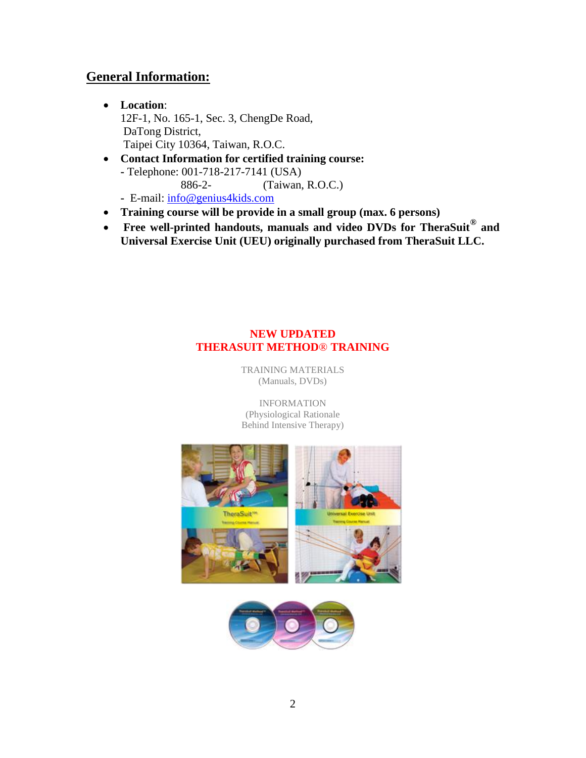## General Information:

- **Location**:
  12F-1, No. 165-1, Sec. 3, ChengDe Road,
  DaTong District,
  Taipei City 10364, Taiwan, R.O.C.
- **Contact Information for certified training course:**
  - Telephone: 001-718-217-7141 (USA)
    886-2- (Taiwan, R.O.C.)
  - E-mail: info@genius4kids.com
- **Training course will be provide in a small group (max. 6 persons)**
- **Free well-printed handouts, manuals and video DVDs for TheraSuit® and Universal Exercise Unit (UEU) originally purchased from TheraSuit LLC.**

**NEW UPDATED**
**THERASUIT METHOD® TRAINING**

TRAINING MATERIALS
(Manuals, DVDs)

INFORMATION
(Physiological Rationale
Behind Intensive Therapy)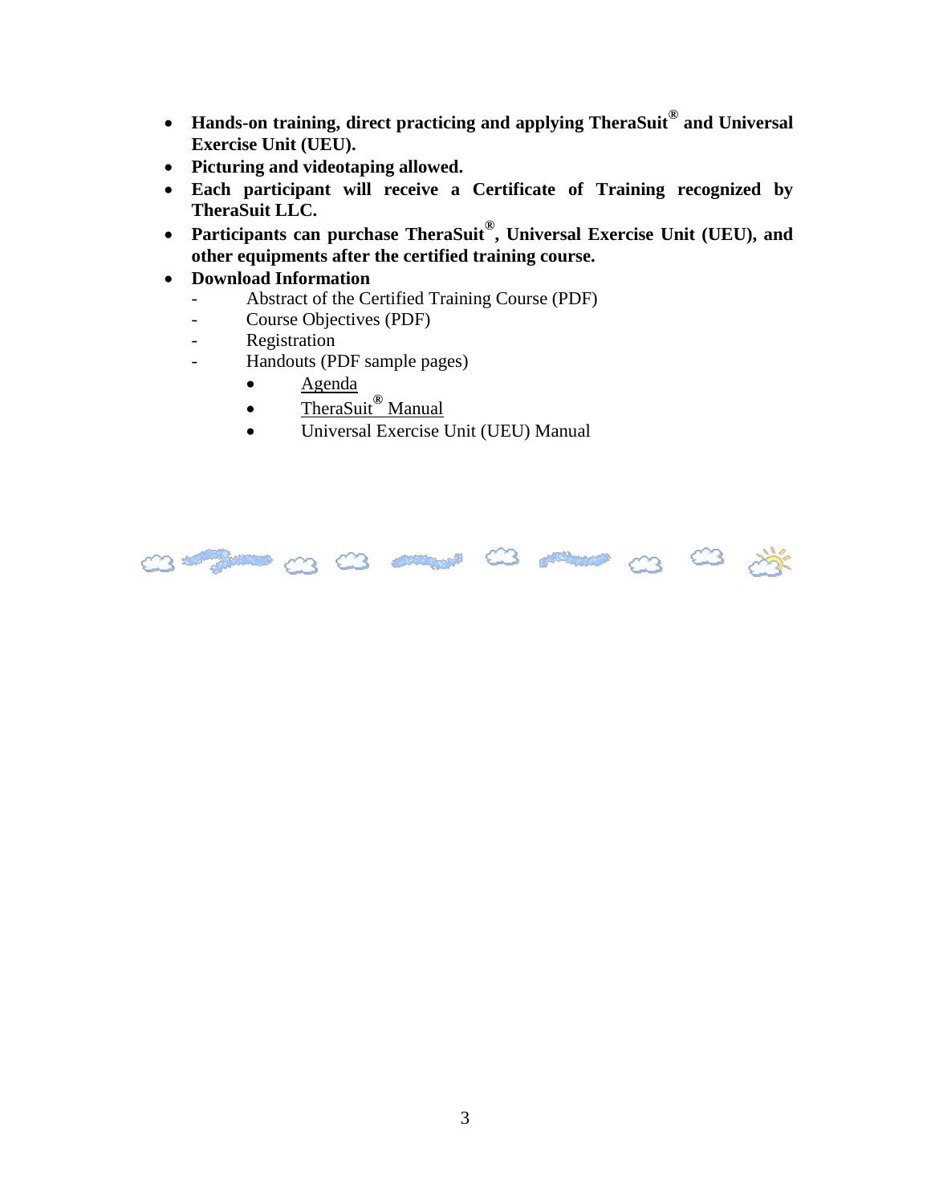- **Hands-on training, direct practicing and applying TheraSuit® and Universal Exercise Unit (UEU).**
- **Picturing and videotaping allowed.**
- **Each participant will receive a Certificate of Training recognized by TheraSuit LLC.**
- **Participants can purchase TheraSuit®, Universal Exercise Unit (UEU), and other equipments after the certified training course.**
- **Download Information**
  - Abstract of the Certified Training Course (PDF)
  - Course Objectives (PDF)
  - Registration
  - Handouts (PDF sample pages)
    - Agenda
    - TheraSuit® Manual
    - Universal Exercise Unit (UEU) Manual